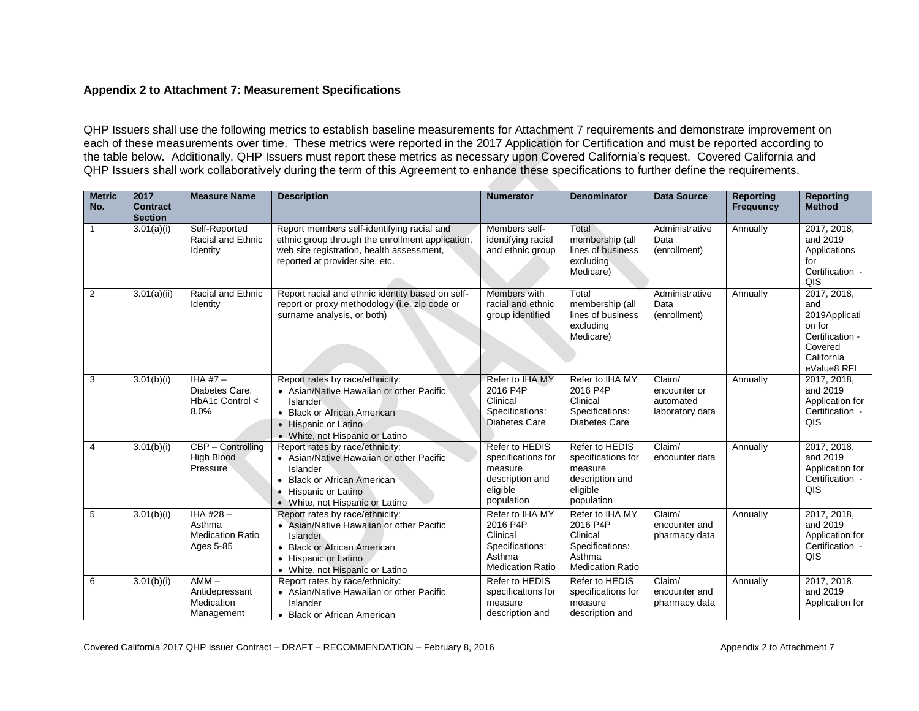**Appendix 2 to Attachment 7: Measurement Specifications**

QHP Issuers shall use the following metrics to establish baseline measurements for Attachment 7 requirements and demonstrate improvement on each of these measurements over time. These metrics were reported in the 2017 Application for Certification and must be reported according to the table below. Additionally, QHP Issuers must report these metrics as necessary upon Covered California's request. Covered California and QHP Issuers shall work collaboratively during the term of this Agreement to enhance these specifications to further define the requirements.

| Metric No. | 2017 Contract Section | Measure Name | Description | Numerator | Denominator | Data Source | Reporting Frequency | Reporting Method |
|---|---|---|---|---|---|---|---|---|
| 1 | 3.01(a)(i) | Self-Reported Racial and Ethnic Identity | Report members self-identifying racial and ethnic group through the enrollment application, web site registration, health assessment, reported at provider site, etc. | Members self-identifying racial and ethnic group | Total membership (all lines of business excluding Medicare) | Administrative Data (enrollment) | Annually | 2017, 2018, and 2019 Applications for Certification - QIS |
| 2 | 3.01(a)(ii) | Racial and Ethnic Identity | Report racial and ethnic identity based on self-report or proxy methodology (i.e. zip code or surname analysis, or both) | Members with racial and ethnic group identified | Total membership (all lines of business excluding Medicare) | Administrative Data (enrollment) | Annually | 2017, 2018, and 2019Application for Certification - Covered California eValue8 RFI |
| 3 | 3.01(b)(i) | IHA #7 – Diabetes Care: HbA1c Control < 8.0% | Report rates by race/ethnicity: • Asian/Native Hawaiian or other Pacific Islander • Black or African American • Hispanic or Latino • White, not Hispanic or Latino | Refer to IHA MY 2016 P4P Clinical Specifications: Diabetes Care | Refer to IHA MY 2016 P4P Clinical Specifications: Diabetes Care | Claim/ encounter or automated laboratory data | Annually | 2017, 2018, and 2019 Application for Certification - QIS |
| 4 | 3.01(b)(i) | CBP – Controlling High Blood Pressure | Report rates by race/ethnicity: • Asian/Native Hawaiian or other Pacific Islander • Black or African American • Hispanic or Latino • White, not Hispanic or Latino | Refer to HEDIS specifications for measure description and eligible population | Refer to HEDIS specifications for measure description and eligible population | Claim/ encounter data | Annually | 2017, 2018, and 2019 Application for Certification - QIS |
| 5 | 3.01(b)(i) | IHA #28 – Asthma Medication Ratio Ages 5-85 | Report rates by race/ethnicity: • Asian/Native Hawaiian or other Pacific Islander • Black or African American • Hispanic or Latino • White, not Hispanic or Latino | Refer to IHA MY 2016 P4P Clinical Specifications: Asthma Medication Ratio | Refer to IHA MY 2016 P4P Clinical Specifications: Asthma Medication Ratio | Claim/ encounter and pharmacy data | Annually | 2017, 2018, and 2019 Application for Certification - QIS |
| 6 | 3.01(b)(i) | AMM – Antidepressant Medication Management | Report rates by race/ethnicity: • Asian/Native Hawaiian or other Pacific Islander • Black or African American | Refer to HEDIS specifications for measure description and | Refer to HEDIS specifications for measure description and | Claim/ encounter and pharmacy data | Annually | 2017, 2018, and 2019 Application for |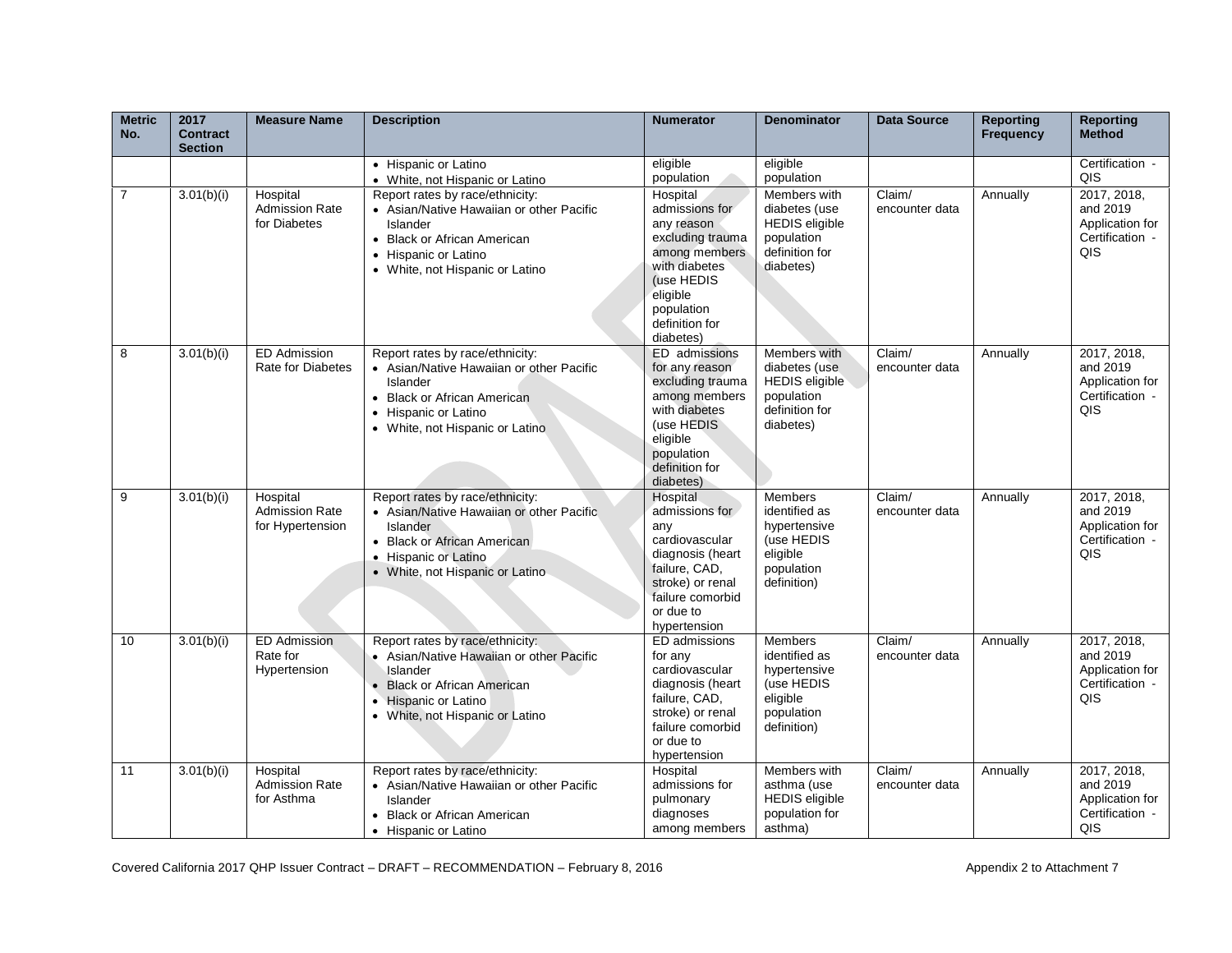| Metric No. | 2017 Contract Section | Measure Name | Description | Numerator | Denominator | Data Source | Reporting Frequency | Reporting Method |
|---|---|---|---|---|---|---|---|---|
| | | | • Hispanic or Latino<br>• White, not Hispanic or Latino | eligible population | eligible population | | | Certification - QIS |
| 7 | 3.01(b)(i) | Hospital Admission Rate for Diabetes | Report rates by race/ethnicity:<br>• Asian/Native Hawaiian or other Pacific Islander<br>• Black or African American<br>• Hispanic or Latino<br>• White, not Hispanic or Latino | Hospital admissions for any reason excluding trauma among members with diabetes (use HEDIS eligible population definition for diabetes) | Members with diabetes (use HEDIS eligible population definition for diabetes) | Claim/ encounter data | Annually | 2017, 2018, and 2019 Application for Certification - QIS |
| 8 | 3.01(b)(i) | ED Admission Rate for Diabetes | Report rates by race/ethnicity:<br>• Asian/Native Hawaiian or other Pacific Islander<br>• Black or African American<br>• Hispanic or Latino<br>• White, not Hispanic or Latino | ED admissions for any reason excluding trauma among members with diabetes (use HEDIS eligible population definition for diabetes) | Members with diabetes (use HEDIS eligible population definition for diabetes) | Claim/ encounter data | Annually | 2017, 2018, and 2019 Application for Certification - QIS |
| 9 | 3.01(b)(i) | Hospital Admission Rate for Hypertension | Report rates by race/ethnicity:<br>• Asian/Native Hawaiian or other Pacific Islander<br>• Black or African American<br>• Hispanic or Latino<br>• White, not Hispanic or Latino | Hospital admissions for any cardiovascular diagnosis (heart failure, CAD, stroke) or renal failure comorbid or due to hypertension | Members identified as hypertensive (use HEDIS eligible population definition) | Claim/ encounter data | Annually | 2017, 2018, and 2019 Application for Certification - QIS |
| 10 | 3.01(b)(i) | ED Admission Rate for Hypertension | Report rates by race/ethnicity:<br>• Asian/Native Hawaiian or other Pacific Islander<br>• Black or African American<br>• Hispanic or Latino<br>• White, not Hispanic or Latino | ED admissions for any cardiovascular diagnosis (heart failure, CAD, stroke) or renal failure comorbid or due to hypertension | Members identified as hypertensive (use HEDIS eligible population definition) | Claim/ encounter data | Annually | 2017, 2018, and 2019 Application for Certification - QIS |
| 11 | 3.01(b)(i) | Hospital Admission Rate for Asthma | Report rates by race/ethnicity:<br>• Asian/Native Hawaiian or other Pacific Islander<br>• Black or African American<br>• Hispanic or Latino | Hospital admissions for pulmonary diagnoses among members | Members with asthma (use HEDIS eligible population for asthma) | Claim/ encounter data | Annually | 2017, 2018, and 2019 Application for Certification - QIS |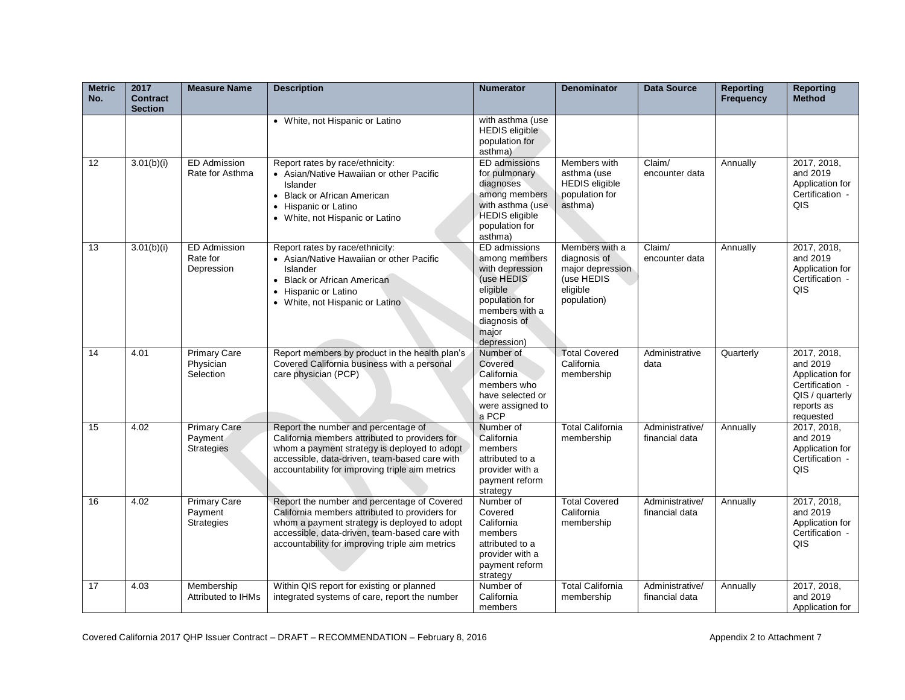| Metric No. | 2017 Contract Section | Measure Name | Description | Numerator | Denominator | Data Source | Reporting Frequency | Reporting Method |
|---|---|---|---|---|---|---|---|---|
| | | | • White, not Hispanic or Latino | with asthma (use HEDIS eligible population for asthma) | | | | |
| 12 | 3.01(b)(i) | ED Admission Rate for Asthma | Report rates by race/ethnicity:<br>• Asian/Native Hawaiian or other Pacific Islander<br>• Black or African American<br>• Hispanic or Latino<br>• White, not Hispanic or Latino | ED admissions for pulmonary diagnoses among members with asthma (use HEDIS eligible population for asthma) | Members with asthma (use HEDIS eligible population for asthma) | Claim/ encounter data | Annually | 2017, 2018, and 2019 Application for Certification - QIS |
| 13 | 3.01(b)(i) | ED Admission Rate for Depression | Report rates by race/ethnicity:<br>• Asian/Native Hawaiian or other Pacific Islander<br>• Black or African American<br>• Hispanic or Latino<br>• White, not Hispanic or Latino | ED admissions among members with depression (use HEDIS eligible population for members with a diagnosis of major depression) | Members with a diagnosis of major depression (use HEDIS eligible population) | Claim/ encounter data | Annually | 2017, 2018, and 2019 Application for Certification - QIS |
| 14 | 4.01 | Primary Care Physician Selection | Report members by product in the health plan's Covered California business with a personal care physician (PCP) | Number of Covered California members who have selected or were assigned to a PCP | Total Covered California membership | Administrative data | Quarterly | 2017, 2018, and 2019 Application for Certification - QIS / quarterly reports as requested |
| 15 | 4.02 | Primary Care Payment Strategies | Report the number and percentage of California members attributed to providers for whom a payment strategy is deployed to adopt accessible, data-driven, team-based care with accountability for improving triple aim metrics | Number of California members attributed to a provider with a payment reform strategy | Total California membership | Administrative/ financial data | Annually | 2017, 2018, and 2019 Application for Certification - QIS |
| 16 | 4.02 | Primary Care Payment Strategies | Report the number and percentage of Covered California members attributed to providers for whom a payment strategy is deployed to adopt accessible, data-driven, team-based care with accountability for improving triple aim metrics | Number of Covered California members attributed to a provider with a payment reform strategy | Total Covered California membership | Administrative/ financial data | Annually | 2017, 2018, and 2019 Application for Certification - QIS |
| 17 | 4.03 | Membership Attributed to IHMs | Within QIS report for existing or planned integrated systems of care, report the number | Number of California members | Total California membership | Administrative/ financial data | Annually | 2017, 2018, and 2019 Application for |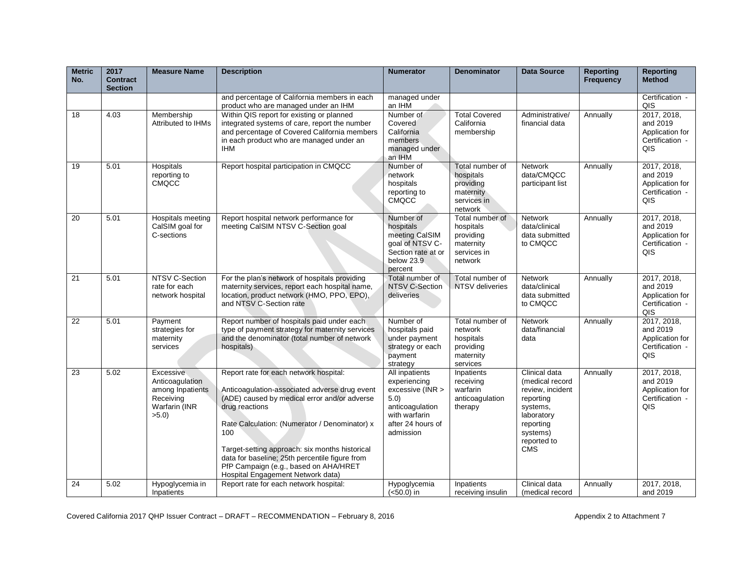| Metric No. | 2017 Contract Section | Measure Name | Description | Numerator | Denominator | Data Source | Reporting Frequency | Reporting Method |
|---|---|---|---|---|---|---|---|---|
| | | | and percentage of California members in each product who are managed under an IHM | managed under an IHM | | | | Certification - QIS |
| 18 | 4.03 | Membership Attributed to IHMs | Within QIS report for existing or planned integrated systems of care, report the number and percentage of Covered California members in each product who are managed under an IHM | Number of Covered California members managed under an IHM | Total Covered California membership | Administrative/ financial data | Annually | 2017, 2018, and 2019 Application for Certification - QIS |
| 19 | 5.01 | Hospitals reporting to CMQCC | Report hospital participation in CMQCC | Number of network hospitals reporting to CMQCC | Total number of hospitals providing maternity services in network | Network data/CMQCC participant list | Annually | 2017, 2018, and 2019 Application for Certification - QIS |
| 20 | 5.01 | Hospitals meeting CalSIM goal for C-sections | Report hospital network performance for meeting CalSIM NTSV C-Section goal | Number of hospitals meeting CalSIM goal of NTSV C-Section rate at or below 23.9 percent | Total number of hospitals providing maternity services in network | Network data/clinical data submitted to CMQCC | Annually | 2017, 2018, and 2019 Application for Certification - QIS |
| 21 | 5.01 | NTSV C-Section rate for each network hospital | For the plan's network of hospitals providing maternity services, report each hospital name, location, product network (HMO, PPO, EPO), and NTSV C-Section rate | Total number of NTSV C-Section deliveries | Total number of NTSV deliveries | Network data/clinical data submitted to CMQCC | Annually | 2017, 2018, and 2019 Application for Certification - QIS |
| 22 | 5.01 | Payment strategies for maternity services | Report number of hospitals paid under each type of payment strategy for maternity services and the denominator (total number of network hospitals) | Number of hospitals paid under payment strategy or each payment strategy | Total number of network hospitals providing maternity services | Network data/financial data | Annually | 2017, 2018, and 2019 Application for Certification - QIS |
| 23 | 5.02 | Excessive Anticoagulation among Inpatients Receiving Warfarin (INR >5.0) | Report rate for each network hospital:<br><br>Anticoagulation-associated adverse drug event (ADE) caused by medical error and/or adverse drug reactions<br><br>Rate Calculation: (Numerator / Denominator) x 100<br><br>Target-setting approach: six months historical data for baseline; 25th percentile figure from PfP Campaign (e.g., based on AHA/HRET Hospital Engagement Network data) | All inpatients experiencing excessive (INR > 5.0) anticoagulation with warfarin after 24 hours of admission | Inpatients receiving warfarin anticoagulation therapy | Clinical data (medical record review, incident reporting systems, laboratory reporting systems) reported to CMS | Annually | 2017, 2018, and 2019 Application for Certification - QIS |
| 24 | 5.02 | Hypoglycemia in Inpatients | Report rate for each network hospital: | Hypoglycemia (<50.0) in | Inpatients receiving insulin | Clinical data (medical record | Annually | 2017, 2018, and 2019 |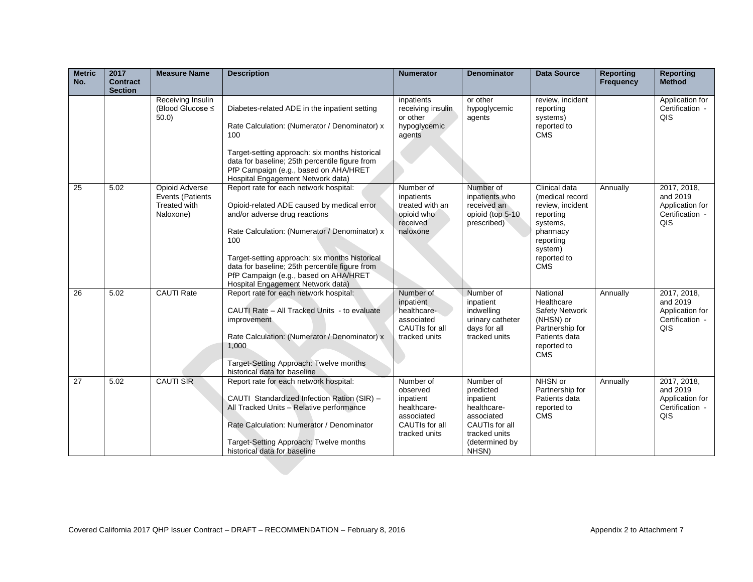| Metric No. | 2017 Contract Section | Measure Name | Description | Numerator | Denominator | Data Source | Reporting Frequency | Reporting Method |
|---|---|---|---|---|---|---|---|---|
| | | Receiving Insulin (Blood Glucose ≤ 50.0) | Diabetes-related ADE in the inpatient setting<br><br>Rate Calculation: (Numerator / Denominator) x 100<br><br>Target-setting approach: six months historical data for baseline; 25th percentile figure from PfP Campaign (e.g., based on AHA/HRET Hospital Engagement Network data) | inpatients receiving insulin or other hypoglycemic agents | or other hypoglycemic agents | review, incident reporting systems) reported to CMS | | Application for Certification - QIS |
| 25 | 5.02 | Opioid Adverse Events (Patients Treated with Naloxone) | Report rate for each network hospital:<br><br>Opioid-related ADE caused by medical error and/or adverse drug reactions<br><br>Rate Calculation: (Numerator / Denominator) x 100<br><br>Target-setting approach: six months historical data for baseline; 25th percentile figure from PfP Campaign (e.g., based on AHA/HRET Hospital Engagement Network data) | Number of inpatients treated with an opioid who received naloxone | Number of inpatients who received an opioid (top 5-10 prescribed) | Clinical data (medical record review, incident reporting systems, pharmacy reporting system) reported to CMS | Annually | 2017, 2018, and 2019 Application for Certification - QIS |
| 26 | 5.02 | CAUTI Rate | Report rate for each network hospital:<br><br>CAUTI Rate – All Tracked Units - to evaluate improvement<br><br>Rate Calculation: (Numerator / Denominator) x 1,000<br><br>Target-Setting Approach: Twelve months historical data for baseline | Number of inpatient healthcare-associated CAUTIs for all tracked units | Number of inpatient indwelling urinary catheter days for all tracked units | National Healthcare Safety Network (NHSN) or Partnership for Patients data reported to CMS | Annually | 2017, 2018, and 2019 Application for Certification - QIS |
| 27 | 5.02 | CAUTI SIR | Report rate for each network hospital:<br><br>CAUTI Standardized Infection Ration (SIR) – All Tracked Units – Relative performance<br><br>Rate Calculation: Numerator / Denominator<br><br>Target-Setting Approach: Twelve months historical data for baseline | Number of observed inpatient healthcare-associated CAUTIs for all tracked units | Number of predicted inpatient healthcare-associated CAUTIs for all tracked units (determined by NHSN) | NHSN or Partnership for Patients data reported to CMS | Annually | 2017, 2018, and 2019 Application for Certification - QIS |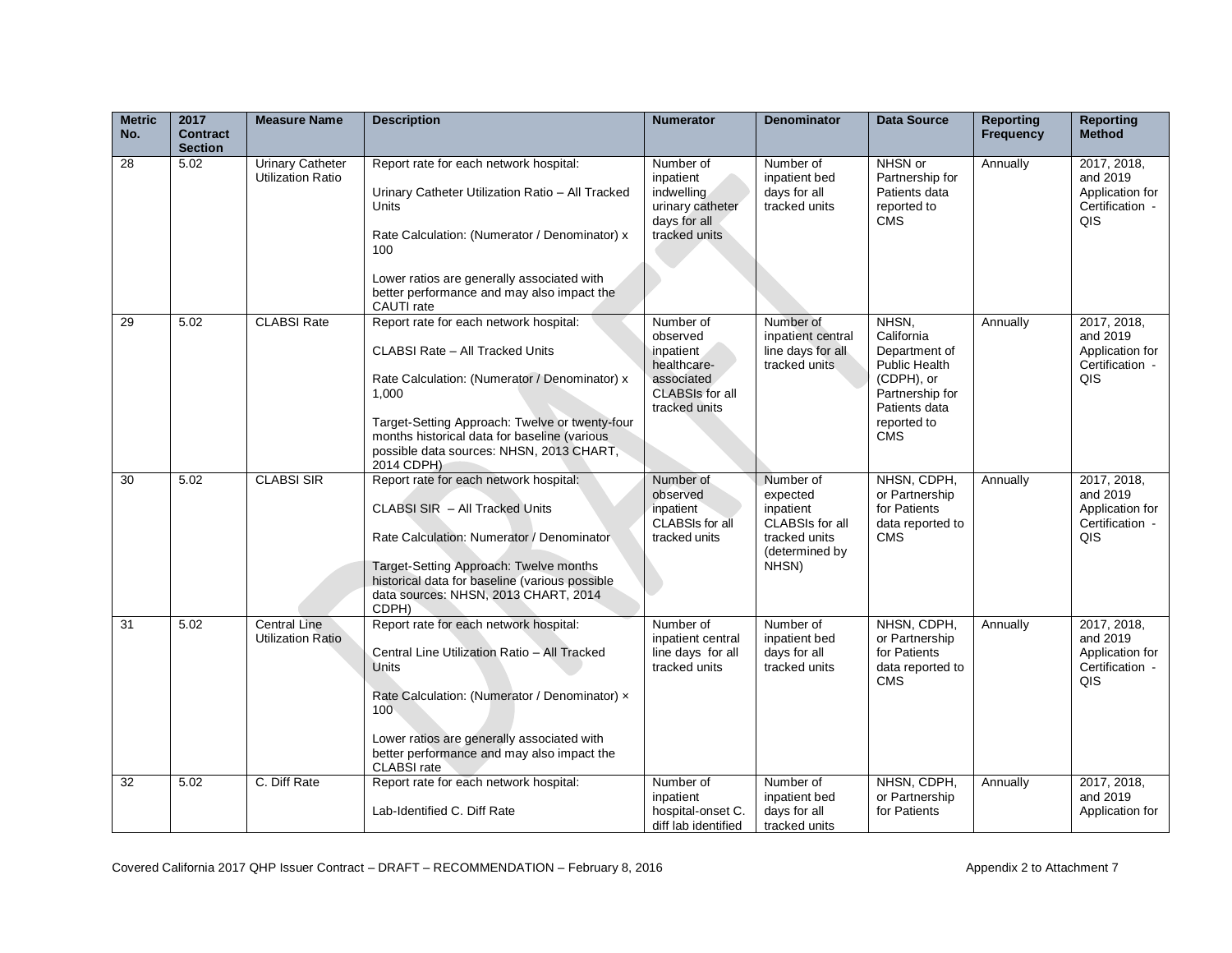| Metric No. | 2017 Contract Section | Measure Name | Description | Numerator | Denominator | Data Source | Reporting Frequency | Reporting Method |
|---|---|---|---|---|---|---|---|---|
| 28 | 5.02 | Urinary Catheter Utilization Ratio | Report rate for each network hospital:<br><br>Urinary Catheter Utilization Ratio – All Tracked Units<br><br>Rate Calculation: (Numerator / Denominator) x 100<br><br>Lower ratios are generally associated with better performance and may also impact the CAUTI rate | Number of inpatient indwelling urinary catheter days for all tracked units | Number of inpatient bed days for all tracked units | NHSN or Partnership for Patients data reported to CMS | Annually | 2017, 2018, and 2019 Application for Certification - QIS |
| 29 | 5.02 | CLABSI Rate | Report rate for each network hospital:<br><br>CLABSI Rate – All Tracked Units<br><br>Rate Calculation: (Numerator / Denominator) x 1,000<br><br>Target-Setting Approach: Twelve or twenty-four months historical data for baseline (various possible data sources: NHSN, 2013 CHART, 2014 CDPH) | Number of observed inpatient healthcare-associated CLABSIs for all tracked units | Number of inpatient central line days for all tracked units | NHSN, California Department of Public Health (CDPH), or Partnership for Patients data reported to CMS | Annually | 2017, 2018, and 2019 Application for Certification - QIS |
| 30 | 5.02 | CLABSI SIR | Report rate for each network hospital:<br><br>CLABSI SIR – All Tracked Units<br><br>Rate Calculation: Numerator / Denominator<br><br>Target-Setting Approach: Twelve months historical data for baseline (various possible data sources: NHSN, 2013 CHART, 2014 CDPH) | Number of observed inpatient CLABSIs for all tracked units | Number of expected inpatient CLABSIs for all tracked units (determined by NHSN) | NHSN, CDPH, or Partnership for Patients data reported to CMS | Annually | 2017, 2018, and 2019 Application for Certification - QIS |
| 31 | 5.02 | Central Line Utilization Ratio | Report rate for each network hospital:<br><br>Central Line Utilization Ratio – All Tracked Units<br><br>Rate Calculation: (Numerator / Denominator) × 100<br><br>Lower ratios are generally associated with better performance and may also impact the CLABSI rate | Number of inpatient central line days for all tracked units | Number of inpatient bed days for all tracked units | NHSN, CDPH, or Partnership for Patients data reported to CMS | Annually | 2017, 2018, and 2019 Application for Certification - QIS |
| 32 | 5.02 | C. Diff Rate | Report rate for each network hospital:<br><br>Lab-Identified C. Diff Rate | Number of inpatient hospital-onset C. diff lab identified | Number of inpatient bed days for all tracked units | NHSN, CDPH, or Partnership for Patients | Annually | 2017, 2018, and 2019 Application for |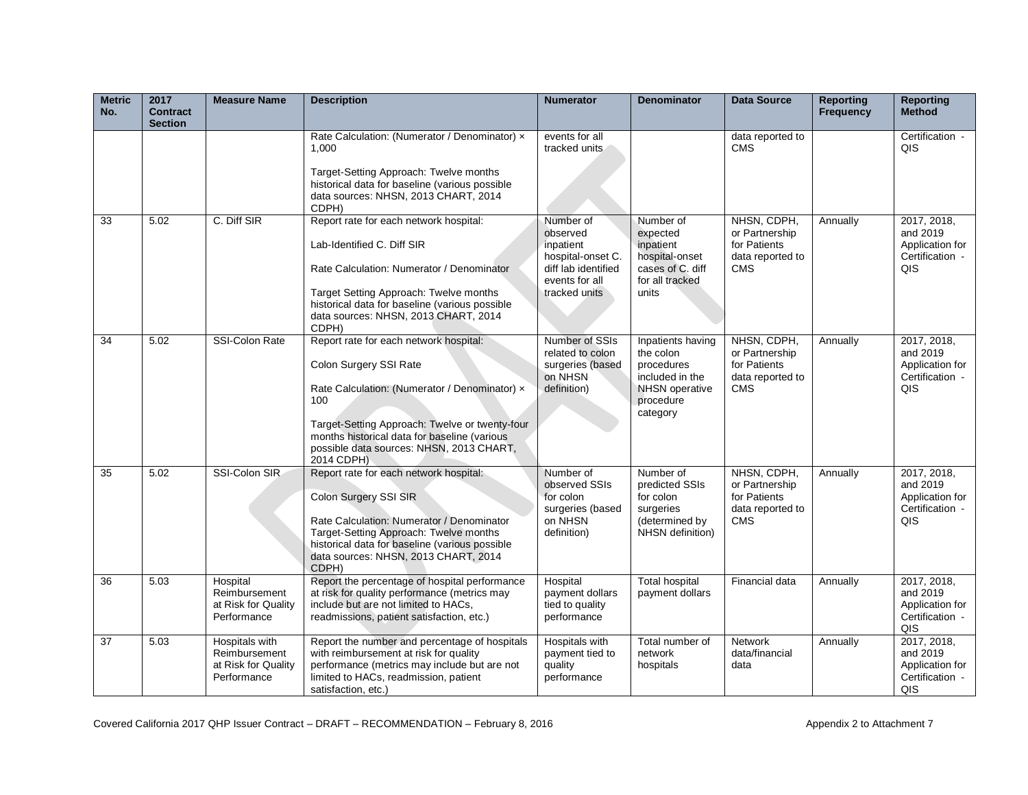| Metric No. | 2017 Contract Section | Measure Name | Description | Numerator | Denominator | Data Source | Reporting Frequency | Reporting Method |
|---|---|---|---|---|---|---|---|---|
| | | | Rate Calculation: (Numerator / Denominator) × 1,000<br><br>Target-Setting Approach: Twelve months historical data for baseline (various possible data sources: NHSN, 2013 CHART, 2014 CDPH) | events for all tracked units | | data reported to CMS | | Certification - QIS |
| 33 | 5.02 | C. Diff SIR | Report rate for each network hospital:<br><br>Lab-Identified C. Diff SIR<br><br>Rate Calculation: Numerator / Denominator<br><br>Target Setting Approach: Twelve months historical data for baseline (various possible data sources: NHSN, 2013 CHART, 2014 CDPH) | Number of observed inpatient hospital-onset C. diff lab identified events for all tracked units | Number of expected inpatient hospital-onset cases of C. diff for all tracked units | NHSN, CDPH, or Partnership for Patients data reported to CMS | Annually | 2017, 2018, and 2019 Application for Certification - QIS |
| 34 | 5.02 | SSI-Colon Rate | Report rate for each network hospital:<br><br>Colon Surgery SSI Rate<br><br>Rate Calculation: (Numerator / Denominator) × 100<br><br>Target-Setting Approach: Twelve or twenty-four months historical data for baseline (various possible data sources: NHSN, 2013 CHART, 2014 CDPH) | Number of SSIs related to colon surgeries (based on NHSN definition) | Inpatients having the colon procedures included in the NHSN operative procedure category | NHSN, CDPH, or Partnership for Patients data reported to CMS | Annually | 2017, 2018, and 2019 Application for Certification - QIS |
| 35 | 5.02 | SSI-Colon SIR | Report rate for each network hospital:<br><br>Colon Surgery SSI SIR<br><br>Rate Calculation: Numerator / Denominator<br>Target-Setting Approach: Twelve months historical data for baseline (various possible data sources: NHSN, 2013 CHART, 2014 CDPH) | Number of observed SSIs for colon surgeries (based on NHSN definition) | Number of predicted SSIs for colon surgeries (determined by NHSN definition) | NHSN, CDPH, or Partnership for Patients data reported to CMS | Annually | 2017, 2018, and 2019 Application for Certification - QIS |
| 36 | 5.03 | Hospital Reimbursement at Risk for Quality Performance | Report the percentage of hospital performance at risk for quality performance (metrics may include but are not limited to HACs, readmissions, patient satisfaction, etc.) | Hospital payment dollars tied to quality performance | Total hospital payment dollars | Financial data | Annually | 2017, 2018, and 2019 Application for Certification - QIS |
| 37 | 5.03 | Hospitals with Reimbursement at Risk for Quality Performance | Report the number and percentage of hospitals with reimbursement at risk for quality performance (metrics may include but are not limited to HACs, readmission, patient satisfaction, etc.) | Hospitals with payment tied to quality performance | Total number of network hospitals | Network data/financial data | Annually | 2017, 2018, and 2019 Application for Certification - QIS |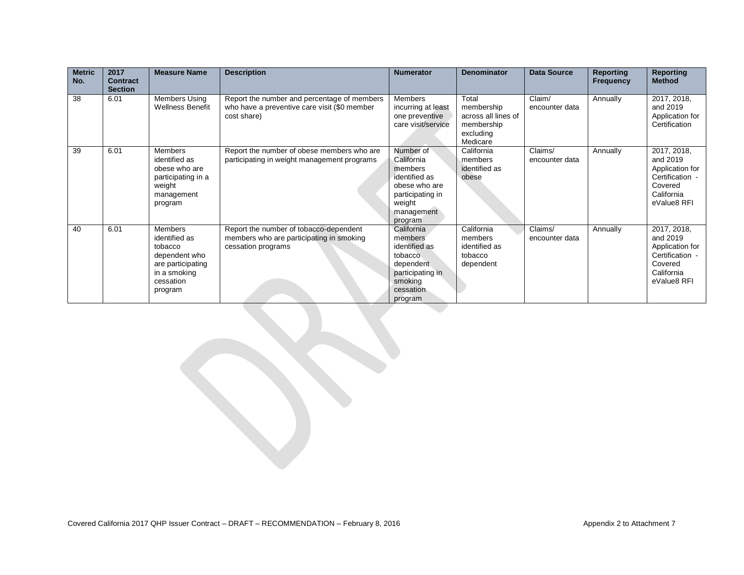| Metric No. | 2017 Contract Section | Measure Name | Description | Numerator | Denominator | Data Source | Reporting Frequency | Reporting Method |
|---|---|---|---|---|---|---|---|---|
| 38 | 6.01 | Members Using Wellness Benefit | Report the number and percentage of members who have a preventive care visit ($0 member cost share) | Members incurring at least one preventive care visit/service | Total membership across all lines of membership excluding Medicare | Claim/ encounter data | Annually | 2017, 2018, and 2019 Application for Certification |
| 39 | 6.01 | Members identified as obese who are participating in a weight management program | Report the number of obese members who are participating in weight management programs | Number of California members identified as obese who are participating in weight management program | California members identified as obese | Claims/ encounter data | Annually | 2017, 2018, and 2019 Application for Certification - Covered California eValue8 RFI |
| 40 | 6.01 | Members identified as tobacco dependent who are participating in a smoking cessation program | Report the number of tobacco-dependent members who are participating in smoking cessation programs | California members identified as tobacco dependent participating in smoking cessation program | California members identified as tobacco dependent | Claims/ encounter data | Annually | 2017, 2018, and 2019 Application for Certification - Covered California eValue8 RFI |